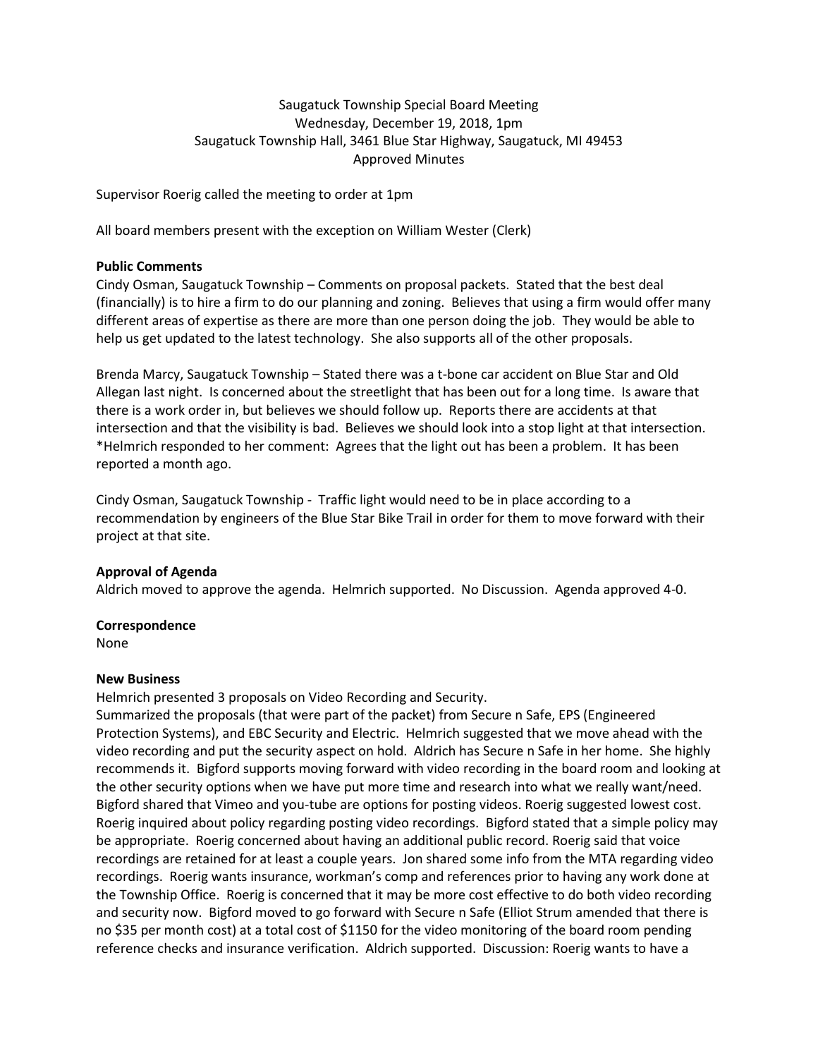Saugatuck Township Special Board Meeting
Wednesday, December 19, 2018, 1pm
Saugatuck Township Hall, 3461 Blue Star Highway, Saugatuck, MI 49453
Approved Minutes

Supervisor Roerig called the meeting to order at 1pm

All board members present with the exception on William Wester (Clerk)

**Public Comments**

Cindy Osman, Saugatuck Township – Comments on proposal packets. Stated that the best deal (financially) is to hire a firm to do our planning and zoning. Believes that using a firm would offer many different areas of expertise as there are more than one person doing the job. They would be able to help us get updated to the latest technology. She also supports all of the other proposals.

Brenda Marcy, Saugatuck Township – Stated there was a t-bone car accident on Blue Star and Old Allegan last night. Is concerned about the streetlight that has been out for a long time. Is aware that there is a work order in, but believes we should follow up. Reports there are accidents at that intersection and that the visibility is bad. Believes we should look into a stop light at that intersection. *Helmrich responded to her comment: Agrees that the light out has been a problem. It has been reported a month ago.

Cindy Osman, Saugatuck Township - Traffic light would need to be in place according to a recommendation by engineers of the Blue Star Bike Trail in order for them to move forward with their project at that site.

**Approval of Agenda**

Aldrich moved to approve the agenda. Helmrich supported. No Discussion. Agenda approved 4-0.

**Correspondence**

None

**New Business**

Helmrich presented 3 proposals on Video Recording and Security.

Summarized the proposals (that were part of the packet) from Secure n Safe, EPS (Engineered Protection Systems), and EBC Security and Electric. Helmrich suggested that we move ahead with the video recording and put the security aspect on hold. Aldrich has Secure n Safe in her home. She highly recommends it. Bigford supports moving forward with video recording in the board room and looking at the other security options when we have put more time and research into what we really want/need. Bigford shared that Vimeo and you-tube are options for posting videos. Roerig suggested lowest cost. Roerig inquired about policy regarding posting video recordings. Bigford stated that a simple policy may be appropriate. Roerig concerned about having an additional public record. Roerig said that voice recordings are retained for at least a couple years. Jon shared some info from the MTA regarding video recordings. Roerig wants insurance, workman's comp and references prior to having any work done at the Township Office. Roerig is concerned that it may be more cost effective to do both video recording and security now. Bigford moved to go forward with Secure n Safe (Elliot Strum amended that there is no $35 per month cost) at a total cost of $1150 for the video monitoring of the board room pending reference checks and insurance verification. Aldrich supported. Discussion: Roerig wants to have a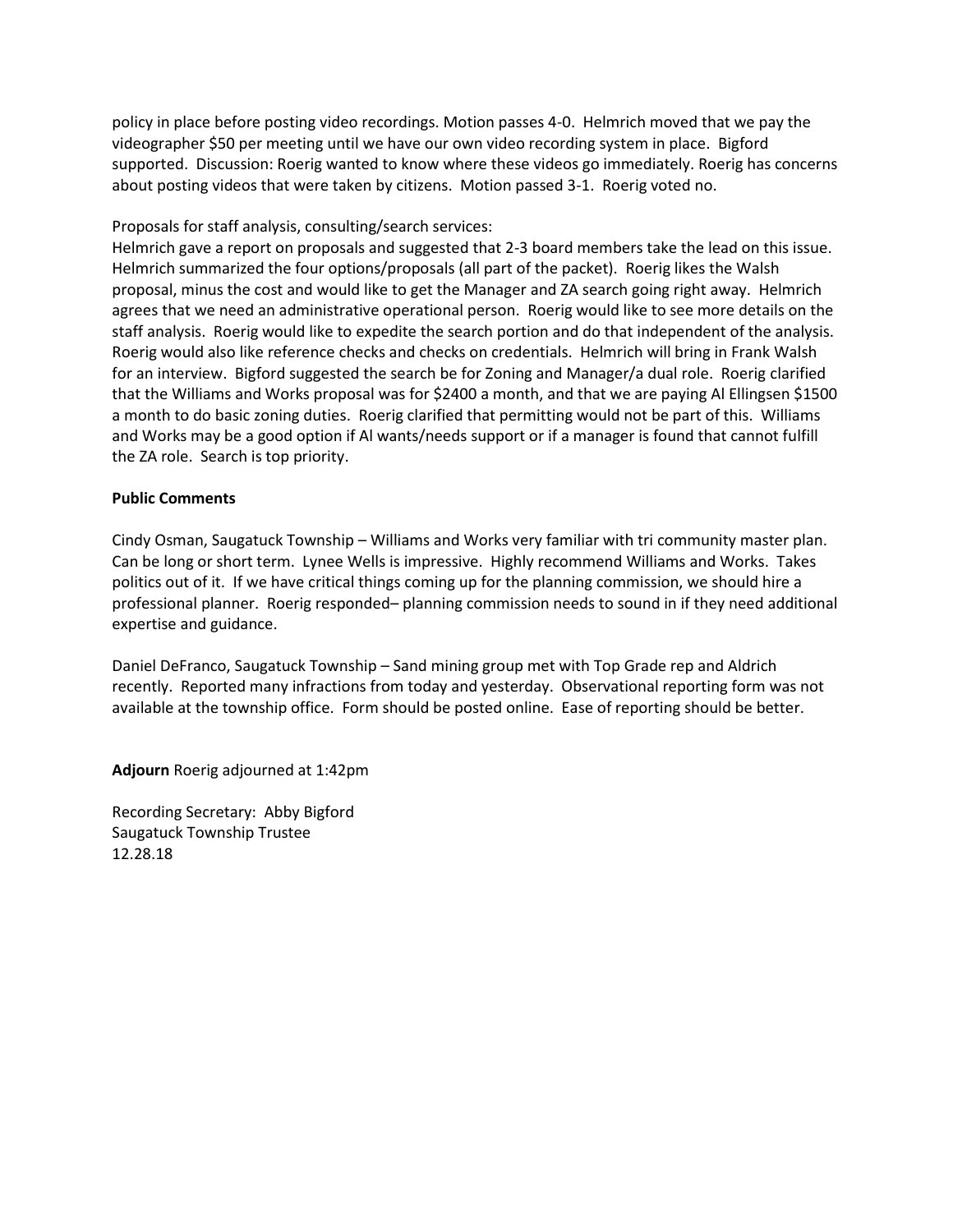policy in place before posting video recordings. Motion passes 4-0. Helmrich moved that we pay the videographer $50 per meeting until we have our own video recording system in place. Bigford supported. Discussion: Roerig wanted to know where these videos go immediately. Roerig has concerns about posting videos that were taken by citizens. Motion passed 3-1. Roerig voted no.

Proposals for staff analysis, consulting/search services:
Helmrich gave a report on proposals and suggested that 2-3 board members take the lead on this issue. Helmrich summarized the four options/proposals (all part of the packet). Roerig likes the Walsh proposal, minus the cost and would like to get the Manager and ZA search going right away. Helmrich agrees that we need an administrative operational person. Roerig would like to see more details on the staff analysis. Roerig would like to expedite the search portion and do that independent of the analysis. Roerig would also like reference checks and checks on credentials. Helmrich will bring in Frank Walsh for an interview. Bigford suggested the search be for Zoning and Manager/a dual role. Roerig clarified that the Williams and Works proposal was for $2400 a month, and that we are paying Al Ellingsen $1500 a month to do basic zoning duties. Roerig clarified that permitting would not be part of this. Williams and Works may be a good option if Al wants/needs support or if a manager is found that cannot fulfill the ZA role. Search is top priority.

**Public Comments**

Cindy Osman, Saugatuck Township – Williams and Works very familiar with tri community master plan. Can be long or short term. Lynee Wells is impressive. Highly recommend Williams and Works. Takes politics out of it. If we have critical things coming up for the planning commission, we should hire a professional planner. Roerig responded– planning commission needs to sound in if they need additional expertise and guidance.

Daniel DeFranco, Saugatuck Township – Sand mining group met with Top Grade rep and Aldrich recently. Reported many infractions from today and yesterday. Observational reporting form was not available at the township office. Form should be posted online. Ease of reporting should be better.

**Adjourn** Roerig adjourned at 1:42pm

Recording Secretary: Abby Bigford
Saugatuck Township Trustee
12.28.18